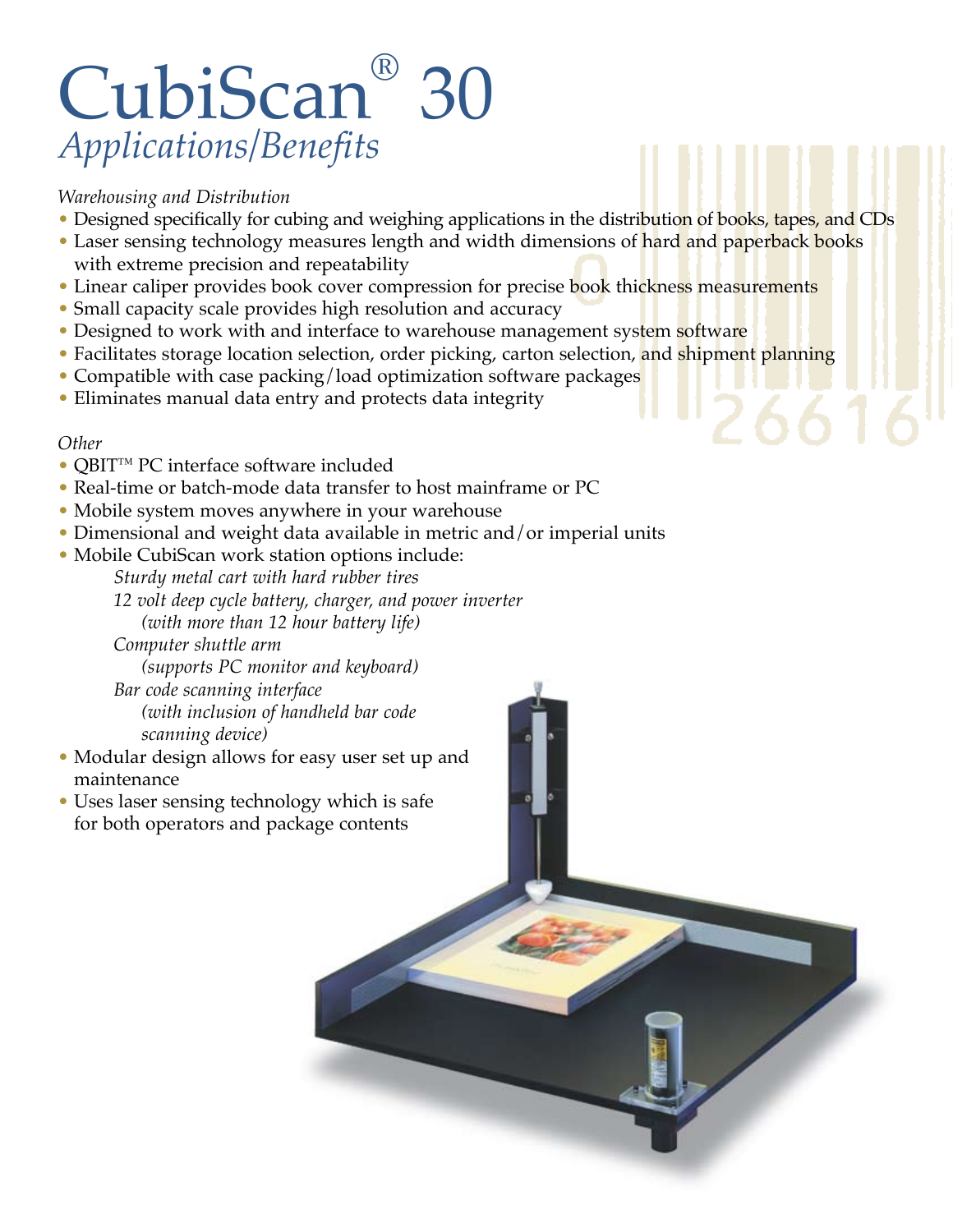# CubiScan® 30

## *Applications/Benefits*

*Warehousing and Distribution*

- Designed specifically for cubing and weighing applications in the distribution of books, tapes, and CDs
- Laser sensing technology measures length and width dimensions of hard and paperback books with extreme precision and repeatability
- Linear caliper provides book cover compression for precise book thickness measurements
- Small capacity scale provides high resolution and accuracy
- Designed to work with and interface to warehouse management system software
- Facilitates storage location selection, order picking, carton selection, and shipment planning
- Compatible with case packing/load optimization software packages
- Eliminates manual data entry and protects data integrity

*Other*

- QBIT™ PC interface software included
- Real-time or batch-mode data transfer to host mainframe or PC
- Mobile system moves anywhere in your warehouse
- Dimensional and weight data available in metric and/or imperial units
- Mobile CubiScan work station options include:
  - *Sturdy metal cart with hard rubber tires*
  - *12 volt deep cycle battery, charger, and power inverter (with more than 12 hour battery life)*
  - *Computer shuttle arm (supports PC monitor and keyboard)*
  - *Bar code scanning interface (with inclusion of handheld bar code scanning device)*
- Modular design allows for easy user set up and maintenance
- Uses laser sensing technology which is safe for both operators and package contents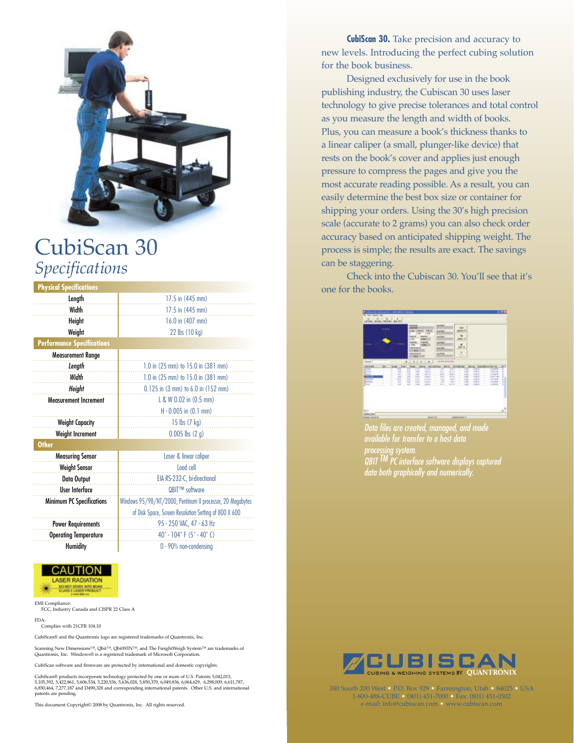# CubiScan 30

## *Specifications*

| | |
|---|---|
| **Physical Specifications** | |
| Length | 17.5 in (445 mm) |
| Width | 17.5 in (445 mm) |
| Height | 16.0 in (407 mm) |
| Weight | 22 lbs (10 kg) |
| **Performance Specifications** | |
| Measurement Range | |
| *Length* | 1.0 in (25 mm) to 15.0 in (381 mm) |
| *Width* | 1.0 in (25 mm) to 15.0 in (381 mm) |
| *Height* | 0.125 in (3 mm) to 6.0 in (152 mm) |
| Measurement Increment | L & W 0.02 in (0.5 mm)<br>H - 0.005 in (0.1 mm) |
| Weight Capacity | 15 lbs (7 kg) |
| Weight Increment | 0.005 lbs (2 g) |
| **Other** | |
| Measuring Sensor | Laser & linear caliper |
| Weight Sensor | Load cell |
| Data Output | EIA RS-232-C, bi-directional |
| User Interface | QBIT™ software |
| Minimum PC Specifications | Windows 95/98/NT/2000, Pentinum II processor, 20 Megabytes of Disk Space, Screen Resolution Setting of 800 X 600 |
| Power Requirements | 95 - 250 VAC, 47 - 63 Hz |
| Operating Temperature | 40˚ - 104˚ F (5˚ - 40˚ C) |
| Humidity | 0 - 90% non-condensing |

CAUTION
LASER RADIATION
DO NOT STARE INTO BEAM
CLASS II LASER PRODUCT

EMI Compliance:
FCC, Industry Canada and CISPR 22 Class A

FDA:
Complies with 21CFR 104.10

CubiScan® and the Quantronix logo are registered trademarks of Quantronix, Inc.

Scanning New Dimensions™, Qbit™, QbitWIN™, and The FreightWeigh System™ are trademarks of Quantronix, Inc. Windows® is a registered trademark of Microsoft Corporation.

CubiScan software and firmware are protected by international and domestic copyrights.

CubiScan® products incorporate technology protected by one or more of U.S. Patents 5,042,015, 5,105,392, 5,422,861, 5,606,534, 5,220,536, 5,636,028, 5,850,370, 6,049,836, 6,064,629, 6,298,009, 6,611,787, 6,850,464, 7,277,187 and D490,328 and corresponding international patents. Other U.S. and international patents are pending.

This document Copyright© 2008 by Quantronix, Inc. All rights reserved.

**CubiScan 30.** Take precision and accuracy to new levels. Introducing the perfect cubing solution for the book business.

Designed exclusively for use in the book publishing industry, the Cubiscan 30 uses laser technology to give precise tolerances and total control as you measure the length and width of books. Plus, you can measure a book's thickness thanks to a linear caliper (a small, plunger-like device) that rests on the book's cover and applies just enough pressure to compress the pages and give you the most accurate reading possible. As a result, you can easily determine the best box size or container for shipping your orders. Using the 30's high precision scale (accurate to 2 grams) you can also check order accuracy based on anticipated shipping weight. The process is simple; the results are exact. The savings can be staggering.

Check into the Cubiscan 30. You'll see that it's one for the books.

*Data files are created, managed, and made available for transfer to a host data processing system.*
*QBIT™ PC interface software displays captured data both graphically and numerically.*

CUBISCAN
CUBING & WEIGHING SYSTEMS BY QUANTRONIX

380 South 200 West • P.O. Box 929 • Farmington, Utah • 84025 • USA
1-800-488-CUBE • (801) 451-7000 • Fax: (801) 451-0502
e-mail: info@cubiscan.com • www.cubiscan.com